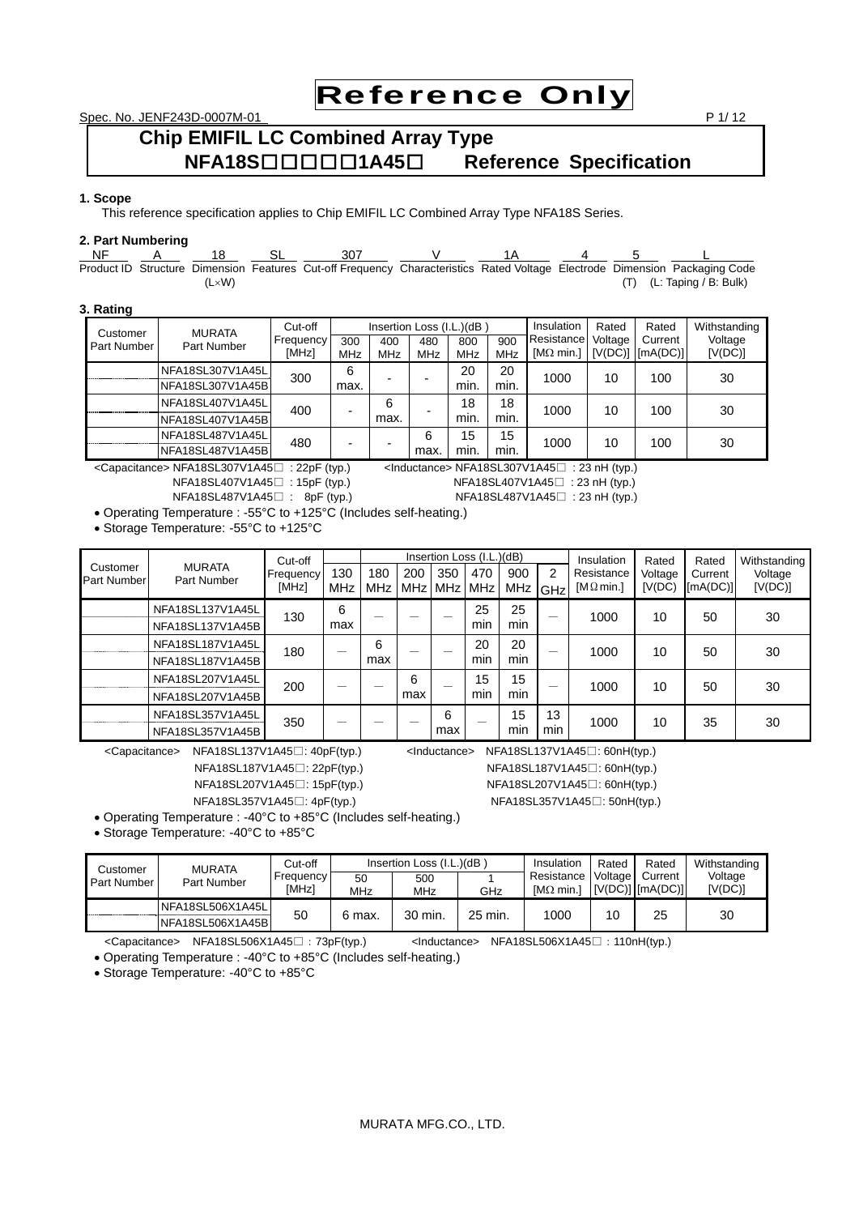# Reference Only

Spec. No. JENF243D-0007M-01

## Chip EMIFIL LC Combined Array Type NFA18S□□□□□1A45□ Reference Specification

**1. Scope**

This reference specification applies to Chip EMIFIL LC Combined Array Type NFA18S Series.

**2. Part Numbering**

| NF | A | 18 | SL | 307 | V | 1A | 4 | 5 | L |
|---|---|---|---|---|---|---|---|---|---|
| Product ID | Structure | Dimension (L×W) | Features | Cut-off Frequency | Characteristics | Rated Voltage | Electrode | Dimension (T) | Packaging Code (L: Taping / B: Bulk) |

**3. Rating**

| Customer Part Number | MURATA Part Number | Cut-off Frequency [MHz] | Insertion Loss (I.L.)(dB) 300 MHz | 400 MHz | 480 MHz | 800 MHz | 900 MHz | Insulation Resistance [MΩ min.] | Rated Voltage [V(DC)] | Rated Current [mA(DC)] | Withstanding Voltage [V(DC)] |
|---|---|---|---|---|---|---|---|---|---|---|---|
| | NFA18SL307V1A45L<br>NFA18SL307V1A45B | 300 | 6 max. | - | - | 20 min. | 20 min. | 1000 | 10 | 100 | 30 |
| | NFA18SL407V1A45L<br>NFA18SL407V1A45B | 400 | - | 6 max. | - | 18 min. | 18 min. | 1000 | 10 | 100 | 30 |
| | NFA18SL487V1A45L<br>NFA18SL487V1A45B | 480 | - | - | 6 max. | 15 min. | 15 min. | 1000 | 10 | 100 | 30 |

<Capacitance> NFA18SL307V1A45□ : 22pF (typ.)
NFA18SL407V1A45□ : 15pF (typ.)
NFA18SL487V1A45□ : 8pF (typ.)

<Inductance> NFA18SL307V1A45□ : 23 nH (typ.)
NFA18SL407V1A45□ : 23 nH (typ.)
NFA18SL487V1A45□ : 23 nH (typ.)

- Operating Temperature : -55°C to +125°C (Includes self-heating.)
- Storage Temperature: -55°C to +125°C

| Customer Part Number | MURATA Part Number | Cut-off Frequency [MHz] | Insertion Loss (I.L.)(dB) 130 MHz | 180 MHz | 200 MHz | 350 MHz | 470 MHz | 900 MHz | 2 GHz | Insulation Resistance [MΩ min.] | Rated Voltage [V(DC)] | Rated Current [mA(DC)] | Withstanding Voltage [V(DC)] |
|---|---|---|---|---|---|---|---|---|---|---|---|---|---|
| | NFA18SL137V1A45L<br>NFA18SL137V1A45B | 130 | 6 max | — | — | — | 25 min | 25 min | — | 1000 | 10 | 50 | 30 |
| | NFA18SL187V1A45L<br>NFA18SL187V1A45B | 180 | — | 6 max | — | — | 20 min | 20 min | — | 1000 | 10 | 50 | 30 |
| | NFA18SL207V1A45L<br>NFA18SL207V1A45B | 200 | — | — | 6 max | — | 15 min | 15 min | — | 1000 | 10 | 50 | 30 |
| | NFA18SL357V1A45L<br>NFA18SL357V1A45B | 350 | — | — | — | 6 max | — | 15 min | 13 min | 1000 | 10 | 35 | 30 |

<Capacitance> NFA18SL137V1A45□: 40pF(typ.)
NFA18SL187V1A45□: 22pF(typ.)
NFA18SL207V1A45□: 15pF(typ.)
NFA18SL357V1A45□: 4pF(typ.)

<Inductance> NFA18SL137V1A45□: 60nH(typ.)
NFA18SL187V1A45□: 60nH(typ.)
NFA18SL207V1A45□: 60nH(typ.)
NFA18SL357V1A45□: 50nH(typ.)

- Operating Temperature : -40°C to +85°C (Includes self-heating.)
- Storage Temperature: -40°C to +85°C

| Customer Part Number | MURATA Part Number | Cut-off Frequency [MHz] | Insertion Loss (I.L.)(dB) 50 MHz | 500 MHz | 1 GHz | Insulation Resistance [MΩ min.] | Rated Voltage [V(DC)] | Rated Current [mA(DC)] | Withstanding Voltage [V(DC)] |
|---|---|---|---|---|---|---|---|---|---|
| | NFA18SL506X1A45L<br>NFA18SL506X1A45B | 50 | 6 max. | 30 min. | 25 min. | 1000 | 10 | 25 | 30 |

<Capacitance> NFA18SL506X1A45□ : 73pF(typ.)
<Inductance> NFA18SL506X1A45□ : 110nH(typ.)

- Operating Temperature : -40°C to +85°C (Includes self-heating.)
- Storage Temperature: -40°C to +85°C

MURATA MFG.CO., LTD.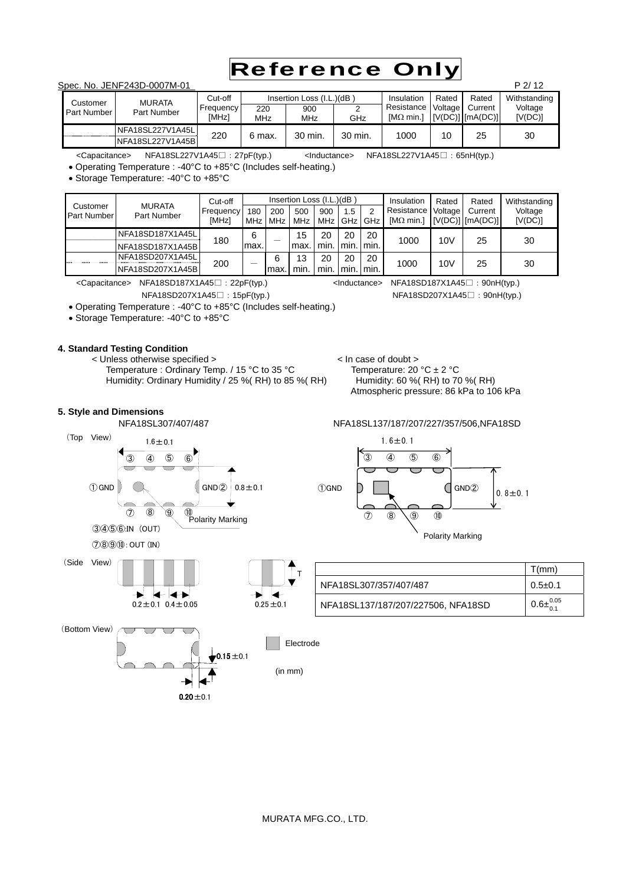# Reference Only

Spec. No. JENF243D-0007M-01

| Customer Part Number | MURATA Part Number | Cut-off Frequency [MHz] | Insertion Loss (I.L.)(dB ) 220 MHz | 900 MHz | 2 GHz | Insulation Resistance [MΩ min.] | Rated Voltage [V(DC)] | Rated Current [mA(DC)] | Withstanding Voltage [V(DC)] |
|---|---|---|---|---|---|---|---|---|---|
| | NFA18SL227V1A45L | 220 | 6 max. | 30 min. | 30 min. | 1000 | 10 | 25 | 30 |
| | NFA18SL227V1A45B | | | | | | | | |

<Capacitance> NFA18SL227V1A45□：27pF(typ.) <Inductance> NFA18SL227V1A45□：65nH(typ.)

- Operating Temperature : -40°C to +85°C (Includes self-heating.)
- Storage Temperature: -40°C to +85°C

| Customer Part Number | MURATA Part Number | Cut-off Frequency [MHz] | Insertion Loss (I.L.)(dB ) 180 MHz | 200 MHz | 500 MHz | 900 MHz | 1.5 GHz | 2 GHz | Insulation Resistance [MΩ min.] | Rated Voltage [V(DC)] | Rated Current [mA(DC)] | Withstanding Voltage [V(DC)] |
|---|---|---|---|---|---|---|---|---|---|---|---|---|
| | NFA18SD187X1A45L | 180 | 6 max. | — | 15 max. | 20 min. | 20 min. | 20 min. | 1000 | 10V | 25 | 30 |
| | NFA18SD187X1A45B | | | | | | | | | | | |
| | NFA18SD207X1A45L | 200 | — | 6 max. | 13 min. | 20 min. | 20 min. | 20 min. | 1000 | 10V | 25 | 30 |
| | NFA18SD207X1A45B | | | | | | | | | | | |

<Capacitance> NFA18SD187X1A45□：22pF(typ.) <Inductance> NFA18SD187X1A45□：90nH(typ.)
NFA18SD207X1A45□：15pF(typ.) NFA18SD207X1A45□：90nH(typ.)

- Operating Temperature : -40°C to +85°C (Includes self-heating.)
- Storage Temperature: -40°C to +85°C

## 4. Standard Testing Condition

< Unless otherwise specified >
Temperature : Ordinary Temp. / 15 °C to 35 °C
Humidity: Ordinary Humidity / 25 %( RH) to 85 %( RH)

< In case of doubt >
Temperature: 20 °C ± 2 °C
Humidity: 60 %( RH) to 70 %( RH)
Atmospheric pressure: 86 kPa to 106 kPa

## 5. Style and Dimensions

NFA18SL307/407/487

(Top View)
1.6±0.1
③ ④ ⑤ ⑥
①GND GND② 0.8±0.1
⑦ ⑧ ⑨ ⑩
Polarity Marking
③④⑤⑥:IN (OUT)
⑦⑧⑨⑩: OUT (IN)

NFA18SL137/187/207/227/357/506,NFA18SD

1.6±0.1
③ ④ ⑤ ⑥
①GND GND② 0.8±0.1
⑦ ⑧ ⑨ ⑩
Polarity Marking

(Side View)
0.2±0.1 0.4±0.05 0.25±0.1 T

| | T(mm) |
|---|---|
| NFA18SL307/357/407/487 | 0.5±0.1 |
| NFA18SL137/187/207/227506, NFA18SD | $0.6\pm^{0.05}_{0.1}$ |

(Bottom View)
0.15±0.1
0.20±0.1

Electrode

(in mm)

MURATA MFG.CO., LTD.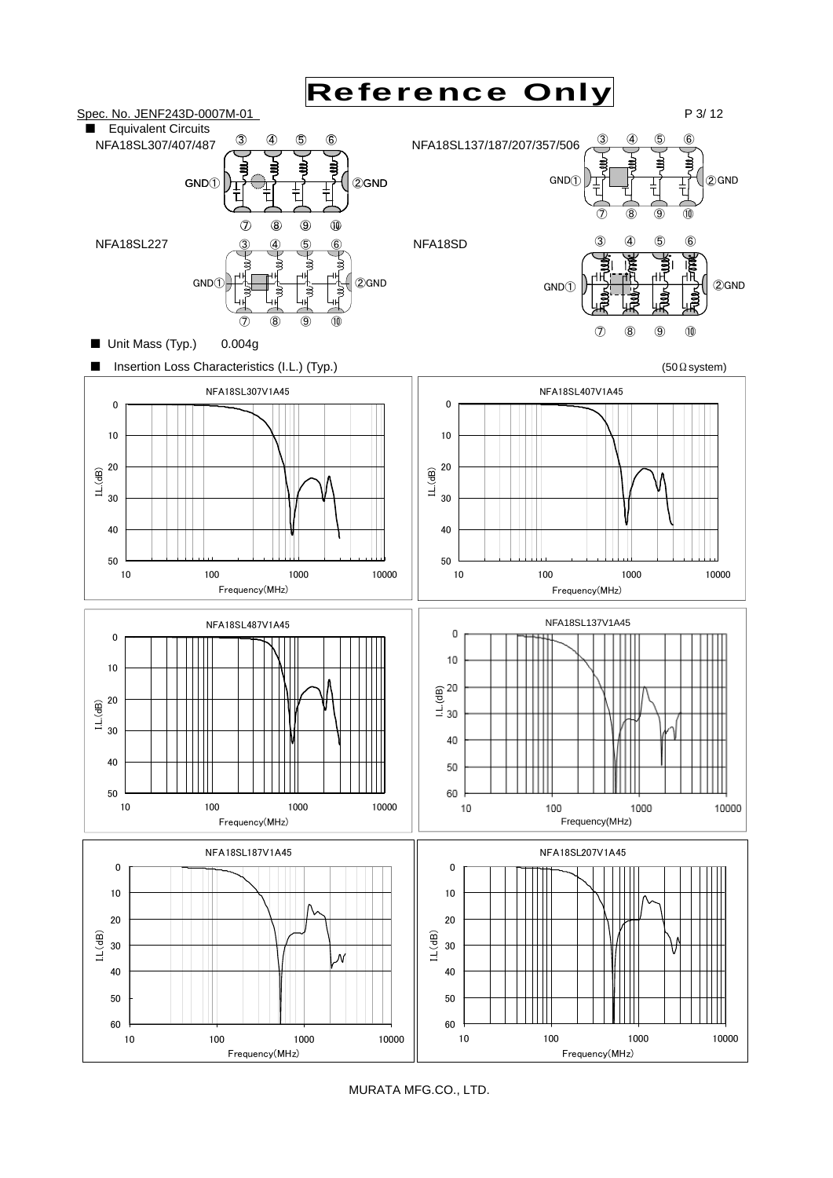Reference Only

Spec. No. JENF243D-0007M-01

■ Equivalent Circuits

NFA18SL307/407/487

③ ④ ⑤ ⑥

GND① ②GND

⑦ ⑧ ⑨ ⑩

NFA18SL137/187/207/357/506

③ ④ ⑤ ⑥

GND① ②GND

⑦ ⑧ ⑨ ⑩

NFA18SL227

③ ④ ⑤ ⑥

GND① ②GND

⑦ ⑧ ⑨ ⑩

NFA18SD

③ ④ ⑤ ⑥

GND① ②GND

⑦ ⑧ ⑨ ⑩

■ Unit Mass (Typ.) 0.004g

■ Insertion Loss Characteristics (I.L.) (Typ.) (50Ω system)

NFA18SL307V1A45

I.L.(dB): 0, 10, 20, 30, 40, 50 — Frequency(MHz): 10, 100, 1000, 10000

NFA18SL407V1A45

I.L.(dB): 0, 10, 20, 30, 40, 50 — Frequency(MHz): 10, 100, 1000, 10000

NFA18SL487V1A45

I.L.(dB): 0, 10, 20, 30, 40, 50 — Frequency(MHz): 10, 100, 1000, 10000

NFA18SL137V1A45

I.L.(dB): 0, 10, 20, 30, 40, 50, 60 — Frequency(MHz): 10, 100, 1000, 10000

NFA18SL187V1A45

I.L.(dB): 0, 10, 20, 30, 40, 50, 60 — Frequency(MHz): 10, 100, 1000, 10000

NFA18SL207V1A45

I.L.(dB): 0, 10, 20, 30, 40, 50, 60 — Frequency(MHz): 10, 100, 1000, 10000

MURATA MFG.CO., LTD.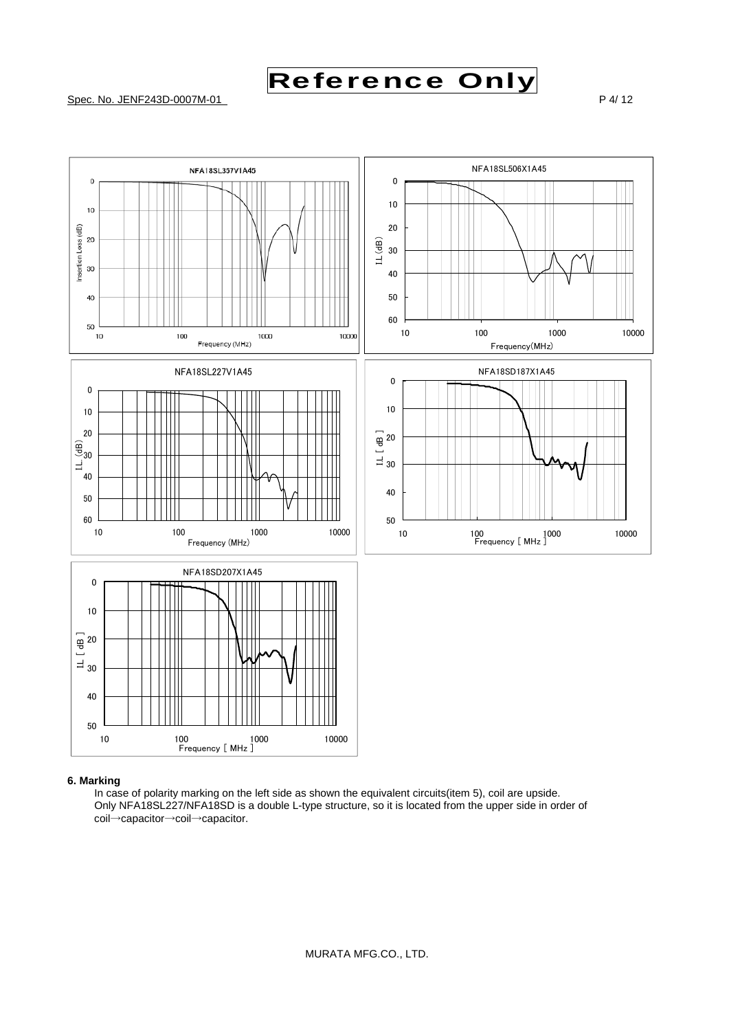NFA18SL357V1A45

NFA18SL506X1A45

NFA18SL227V1A45

NFA18SD187X1A45

NFA18SD207X1A45

## 6. Marking

In case of polarity marking on the left side as shown the equivalent circuits(item 5), coil are upside.
Only NFA18SL227/NFA18SD is a double L-type structure, so it is located from the upper side in order of coil→capacitor→coil→capacitor.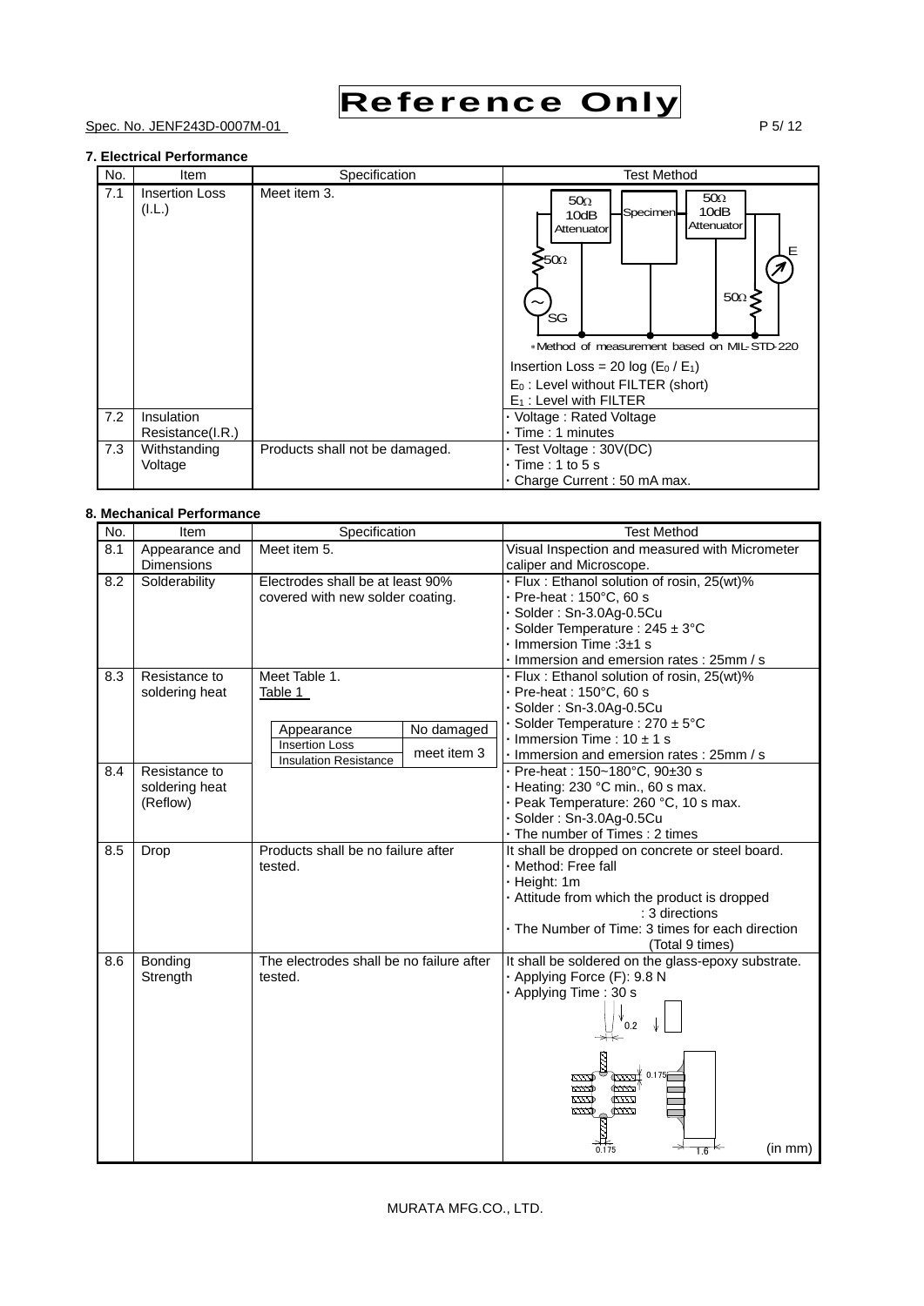# Reference Only

Spec. No. JENF243D-0007M-01

### 7. Electrical Performance

| No. | Item | Specification | Test Method |
|---|---|---|---|
| 7.1 | Insertion Loss (I.L.) | Meet item 3. | 50Ω 10dB Attenuator – Specimen – 50Ω 10dB Attenuator; 50Ω; SG; 50Ω; E<br>*Method of measurement based on MIL-STD-220<br>Insertion Loss = 20 log ($E_0$ / $E_1$)<br>$E_0$ : Level without FILTER (short)<br>$E_1$ : Level with FILTER |
| 7.2 | Insulation Resistance(I.R.) | | · Voltage : Rated Voltage<br>· Time : 1 minutes |
| 7.3 | Withstanding Voltage | Products shall not be damaged. | · Test Voltage : 30V(DC)<br>· Time : 1 to 5 s<br>· Charge Current : 50 mA max. |

### 8. Mechanical Performance

| No. | Item | Specification | Test Method |
|---|---|---|---|
| 8.1 | Appearance and Dimensions | Meet item 5. | Visual Inspection and measured with Micrometer caliper and Microscope. |
| 8.2 | Solderability | Electrodes shall be at least 90% covered with new solder coating. | · Flux : Ethanol solution of rosin, 25(wt)%<br>· Pre-heat : 150°C, 60 s<br>· Solder : Sn-3.0Ag-0.5Cu<br>· Solder Temperature : 245 ± 3°C<br>· Immersion Time :3±1 s<br>· Immersion and emersion rates : 25mm / s |
| 8.3 | Resistance to soldering heat | Meet Table 1.<br>Table 1<br>Appearance: No damaged<br>Insertion Loss, Insulation Resistance: meet item 3 | · Flux : Ethanol solution of rosin, 25(wt)%<br>· Pre-heat : 150°C, 60 s<br>· Solder : Sn-3.0Ag-0.5Cu<br>· Solder Temperature : 270 ± 5°C<br>· Immersion Time : 10 ± 1 s<br>· Immersion and emersion rates : 25mm / s |
| 8.4 | Resistance to soldering heat (Reflow) | | · Pre-heat : 150~180°C, 90±30 s<br>· Heating: 230 °C min., 60 s max.<br>· Peak Temperature: 260 °C, 10 s max.<br>· Solder : Sn-3.0Ag-0.5Cu<br>· The number of Times : 2 times |
| 8.5 | Drop | Products shall be no failure after tested. | It shall be dropped on concrete or steel board.<br>· Method: Free fall<br>· Height: 1m<br>· Attitude from which the product is dropped : 3 directions<br>· The Number of Time: 3 times for each direction (Total 9 times) |
| 8.6 | Bonding Strength | The electrodes shall be no failure after tested. | It shall be soldered on the glass-epoxy substrate.<br>· Applying Force (F): 9.8 N<br>· Applying Time : 30 s<br>0.2, 0.175, 0.175, 1.6 (in mm) |

MURATA MFG.CO., LTD.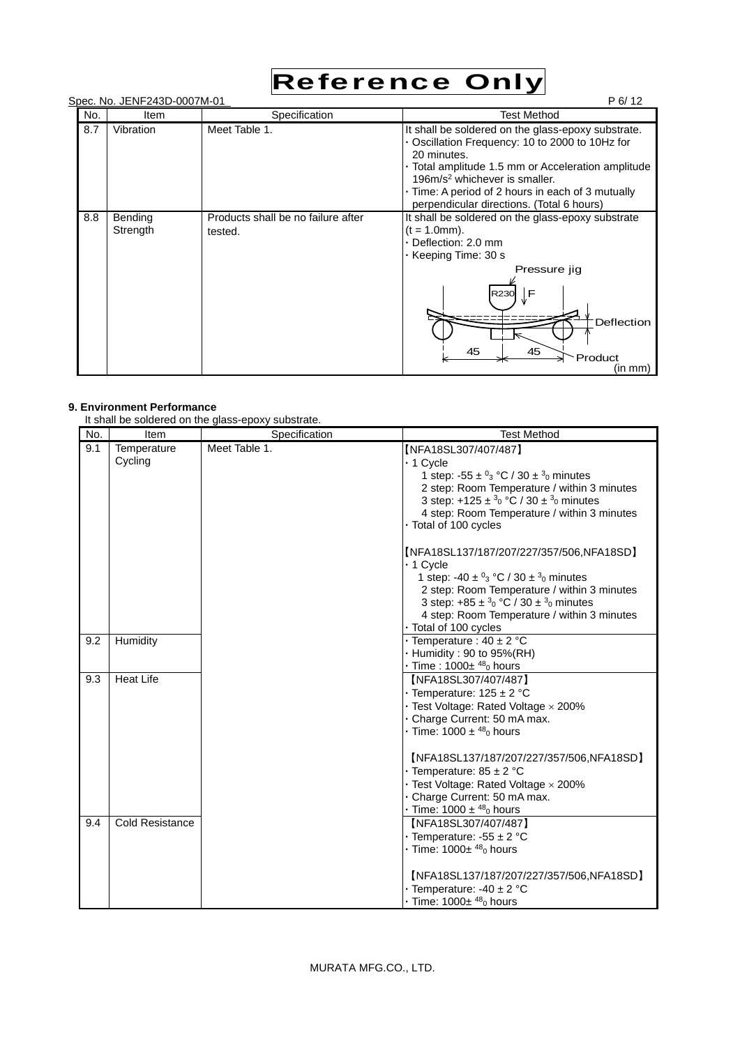**Reference Only**

Spec. No. JENF243D-0007M-01

| No. | Item | Specification | Test Method |
|---|---|---|---|
| 8.7 | Vibration | Meet Table 1. | It shall be soldered on the glass-epoxy substrate.<br>· Oscillation Frequency: 10 to 2000 to 10Hz for 20 minutes.<br>· Total amplitude 1.5 mm or Acceleration amplitude 196m/s$^2$ whichever is smaller.<br>· Time: A period of 2 hours in each of 3 mutually perpendicular directions. (Total 6 hours) |
| 8.8 | Bending Strength | Products shall be no failure after tested. | It shall be soldered on the glass-epoxy substrate (t = 1.0mm).<br>· Deflection: 2.0 mm<br>· Keeping Time: 30 s<br>Pressure jig, R230, F, Deflection, 45, 45, Product (in mm) |

**9. Environment Performance**

It shall be soldered on the glass-epoxy substrate.

| No. | Item | Specification | Test Method |
|---|---|---|---|
| 9.1 | Temperature Cycling | Meet Table 1. | 【NFA18SL307/407/487】<br>· 1 Cycle<br>1 step: -55 ± $^{0}_{3}$ °C / 30 ± $^{3}_{0}$ minutes<br>2 step: Room Temperature / within 3 minutes<br>3 step: +125 ± $^{3}_{0}$ °C / 30 ± $^{3}_{0}$ minutes<br>4 step: Room Temperature / within 3 minutes<br>· Total of 100 cycles<br><br>【NFA18SL137/187/207/227/357/506,NFA18SD】<br>· 1 Cycle<br>1 step: -40 ± $^{0}_{3}$ °C / 30 ± $^{3}_{0}$ minutes<br>2 step: Room Temperature / within 3 minutes<br>3 step: +85 ± $^{3}_{0}$ °C / 30 ± $^{3}_{0}$ minutes<br>4 step: Room Temperature / within 3 minutes<br>· Total of 100 cycles |
| 9.2 | Humidity | | · Temperature : 40 ± 2 °C<br>· Humidity : 90 to 95%(RH)<br>· Time : 1000± $^{48}_{0}$ hours |
| 9.3 | Heat Life | | 【NFA18SL307/407/487】<br>· Temperature: 125 ± 2 °C<br>· Test Voltage: Rated Voltage × 200%<br>· Charge Current: 50 mA max.<br>· Time: 1000 ± $^{48}_{0}$ hours<br><br>【NFA18SL137/187/207/227/357/506,NFA18SD】<br>· Temperature: 85 ± 2 °C<br>· Test Voltage: Rated Voltage × 200%<br>· Charge Current: 50 mA max.<br>· Time: 1000 ± $^{48}_{0}$ hours |
| 9.4 | Cold Resistance | | 【NFA18SL307/407/487】<br>· Temperature: -55 ± 2 °C<br>· Time: 1000± $^{48}_{0}$ hours<br><br>【NFA18SL137/187/207/227/357/506,NFA18SD】<br>· Temperature: -40 ± 2 °C<br>· Time: 1000± $^{48}_{0}$ hours |

MURATA MFG.CO., LTD.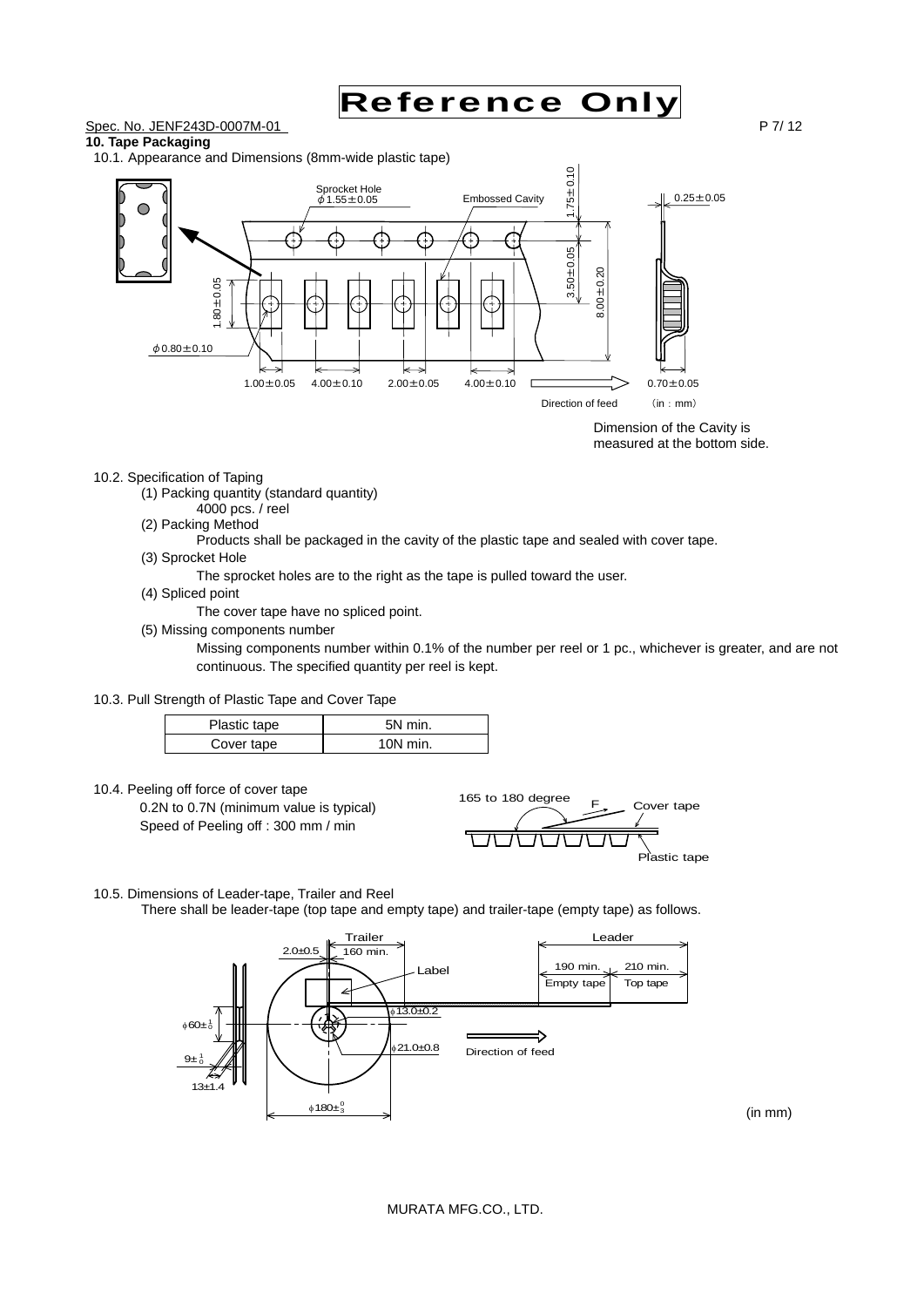Reference Only

Spec. No. JENF243D-0007M-01

## 10. Tape Packaging

10.1. Appearance and Dimensions (8mm-wide plastic tape)

Dimension of the Cavity is measured at the bottom side.

10.2. Specification of Taping

(1) Packing quantity (standard quantity)

4000 pcs. / reel

(2) Packing Method

Products shall be packaged in the cavity of the plastic tape and sealed with cover tape.

(3) Sprocket Hole

The sprocket holes are to the right as the tape is pulled toward the user.

(4) Spliced point

The cover tape have no spliced point.

(5) Missing components number

Missing components number within 0.1% of the number per reel or 1 pc., whichever is greater, and are not continuous. The specified quantity per reel is kept.

10.3. Pull Strength of Plastic Tape and Cover Tape

| Plastic tape | 5N min. |
|---|---|
| Cover tape | 10N min. |

10.4. Peeling off force of cover tape

0.2N to 0.7N (minimum value is typical)

Speed of Peeling off : 300 mm / min

10.5. Dimensions of Leader-tape, Trailer and Reel

There shall be leader-tape (top tape and empty tape) and trailer-tape (empty tape) as follows.

(in mm)

MURATA MFG.CO., LTD.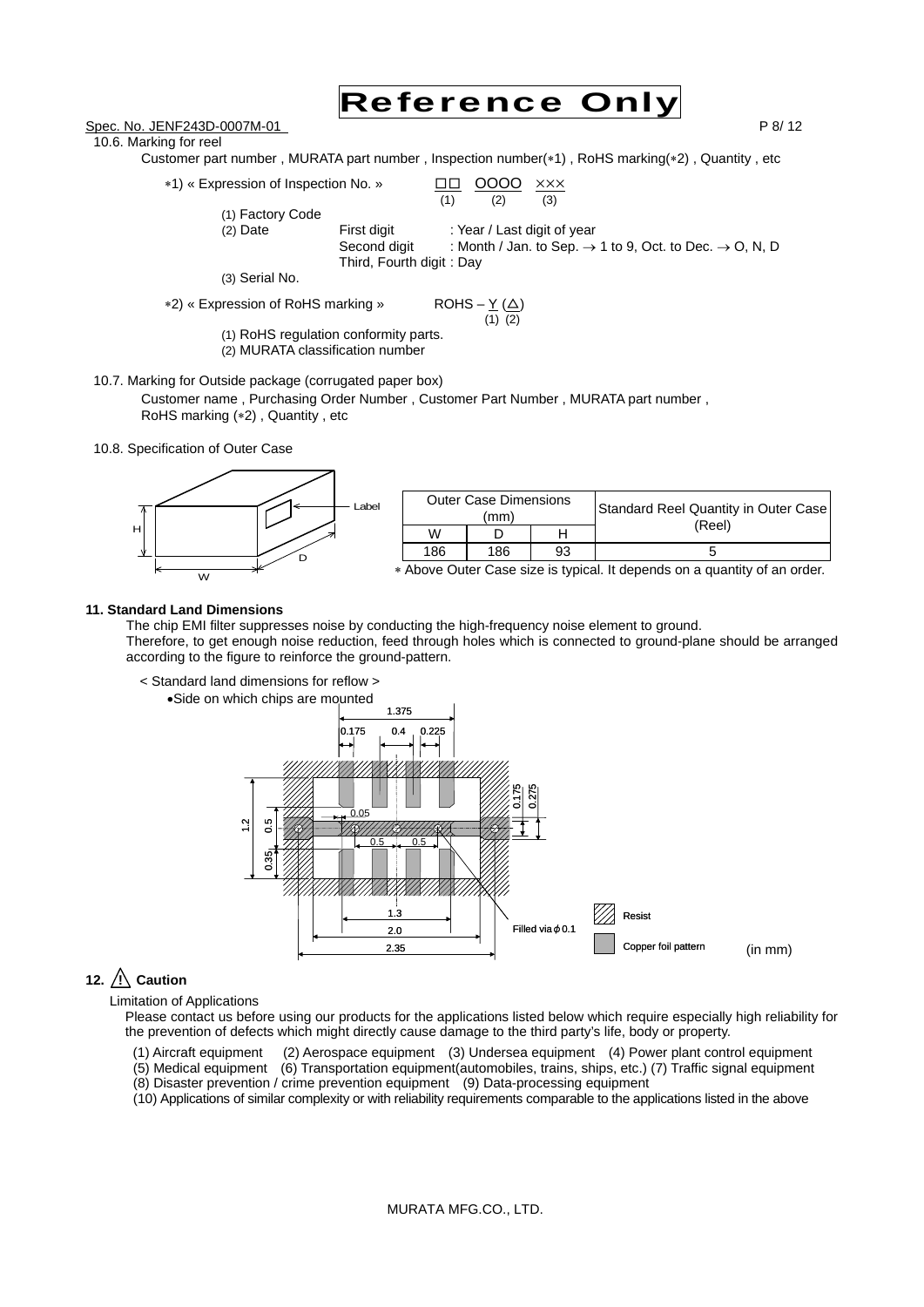Reference Only

Spec. No. JENF243D-0007M-01

10.6. Marking for reel

Customer part number , MURATA part number , Inspection number(∗1) , RoHS marking(∗2) , Quantity , etc

∗1) « Expression of Inspection No. » □□ OOOO ××× 
(1) (2) (3)

(1) Factory Code
(2) Date — First digit : Year / Last digit of year
Second digit : Month / Jan. to Sep. → 1 to 9, Oct. to Dec. → O, N, D
Third, Fourth digit : Day
(3) Serial No.

∗2) « Expression of RoHS marking » ROHS – Y (△)
(1) (2)

(1) RoHS regulation conformity parts.
(2) MURATA classification number

10.7. Marking for Outside package (corrugated paper box)

Customer name , Purchasing Order Number , Customer Part Number , MURATA part number , RoHS marking (∗2) , Quantity , etc

10.8. Specification of Outer Case

| Outer Case Dimensions (mm) | | | Standard Reel Quantity in Outer Case (Reel) |
|---|---|---|---|
| W | D | H | |
| 186 | 186 | 93 | 5 |

∗ Above Outer Case size is typical. It depends on a quantity of an order.

## 11. Standard Land Dimensions

The chip EMI filter suppresses noise by conducting the high-frequency noise element to ground.
Therefore, to get enough noise reduction, feed through holes which is connected to ground-plane should be arranged according to the figure to reinforce the ground-pattern.

< Standard land dimensions for reflow >

• Side on which chips are mounted

(in mm)

## 12. ⚠ Caution

Limitation of Applications

Please contact us before using our products for the applications listed below which require especially high reliability for the prevention of defects which might directly cause damage to the third party's life, body or property.

(1) Aircraft equipment (2) Aerospace equipment (3) Undersea equipment (4) Power plant control equipment
(5) Medical equipment (6) Transportation equipment(automobiles, trains, ships, etc.) (7) Traffic signal equipment
(8) Disaster prevention / crime prevention equipment (9) Data-processing equipment
(10) Applications of similar complexity or with reliability requirements comparable to the applications listed in the above

MURATA MFG.CO., LTD.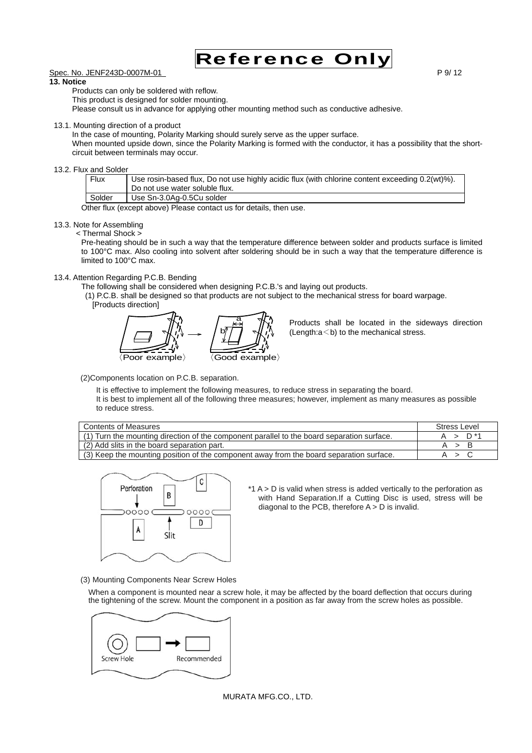## 13. Notice

Products can only be soldered with reflow.
This product is designed for solder mounting.
Please consult us in advance for applying other mounting method such as conductive adhesive.

### 13.1. Mounting direction of a product

In the case of mounting, Polarity Marking should surely serve as the upper surface.
When mounted upside down, since the Polarity Marking is formed with the conductor, it has a possibility that the short-circuit between terminals may occur.

### 13.2. Flux and Solder

| Flux | Use rosin-based flux, Do not use highly acidic flux (with chlorine content exceeding 0.2(wt)%). Do not use water soluble flux. |
|---|---|
| Solder | Use Sn-3.0Ag-0.5Cu solder |

Other flux (except above) Please contact us for details, then use.

### 13.3. Note for Assembling

< Thermal Shock >

Pre-heating should be in such a way that the temperature difference between solder and products surface is limited to 100°C max. Also cooling into solvent after soldering should be in such a way that the temperature difference is limited to 100°C max.

### 13.4. Attention Regarding P.C.B. Bending

The following shall be considered when designing P.C.B.'s and laying out products.

(1) P.C.B. shall be designed so that products are not subject to the mechanical stress for board warpage.

[Products direction]

〈Poor example〉 〈Good example〉

Products shall be located in the sideways direction (Length:a＜b) to the mechanical stress.

(2)Components location on P.C.B. separation.

It is effective to implement the following measures, to reduce stress in separating the board.
It is best to implement all of the following three measures; however, implement as many measures as possible to reduce stress.

| Contents of Measures | Stress Level |
|---|---|
| (1) Turn the mounting direction of the component parallel to the board separation surface. | A > D *1 |
| (2) Add slits in the board separation part. | A > B |
| (3) Keep the mounting position of the component away from the board separation surface. | A > C |

*1 A > D is valid when stress is added vertically to the perforation as with Hand Separation.If a Cutting Disc is used, stress will be diagonal to the PCB, therefore A > D is invalid.

(3) Mounting Components Near Screw Holes

When a component is mounted near a screw hole, it may be affected by the board deflection that occurs during the tightening of the screw. Mount the component in a position as far away from the screw holes as possible.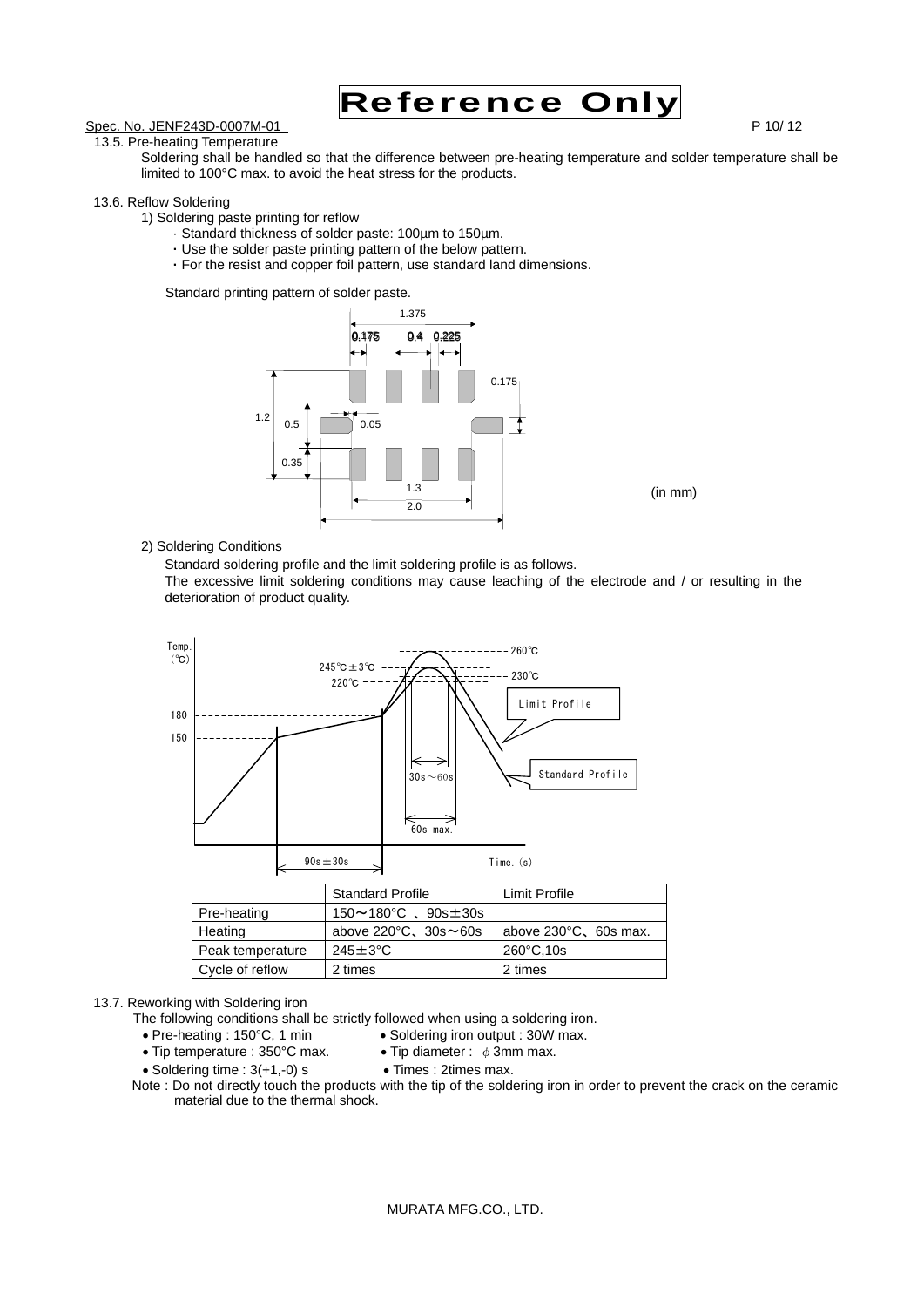13.5. Pre-heating Temperature

Soldering shall be handled so that the difference between pre-heating temperature and solder temperature shall be limited to 100°C max. to avoid the heat stress for the products.

13.6. Reflow Soldering

1) Soldering paste printing for reflow

- · Standard thickness of solder paste: 100µm to 150µm.
- ・Use the solder paste printing pattern of the below pattern.
- ・For the resist and copper foil pattern, use standard land dimensions.

Standard printing pattern of solder paste.

1.375

0.175 0.4 0.225

0.175

1.2 0.5 0.05

0.35

1.3

2.0

(in mm)

2) Soldering Conditions

Standard soldering profile and the limit soldering profile is as follows.

The excessive limit soldering conditions may cause leaching of the electrode and / or resulting in the deterioration of product quality.

Temp. (℃)

260℃

245℃±3℃

230℃

220℃

Limit Profile

180

150

30s～60s

Standard Profile

60s max.

90s±30s

Time. (s)

| | Standard Profile | Limit Profile |
|---|---|---|
| Pre-heating | 150～180°C 、90s±30s | |
| Heating | above 220°C、30s～60s | above 230°C、60s max. |
| Peak temperature | 245±3°C | 260°C,10s |
| Cycle of reflow | 2 times | 2 times |

13.7. Reworking with Soldering iron

The following conditions shall be strictly followed when using a soldering iron.

- Pre-heating : 150°C, 1 min
- Soldering iron output : 30W max.
- Tip temperature : 350°C max.
- Tip diameter : φ3mm max.
- Soldering time : 3(+1,-0) s
- Times : 2times max.

Note : Do not directly touch the products with the tip of the soldering iron in order to prevent the crack on the ceramic material due to the thermal shock.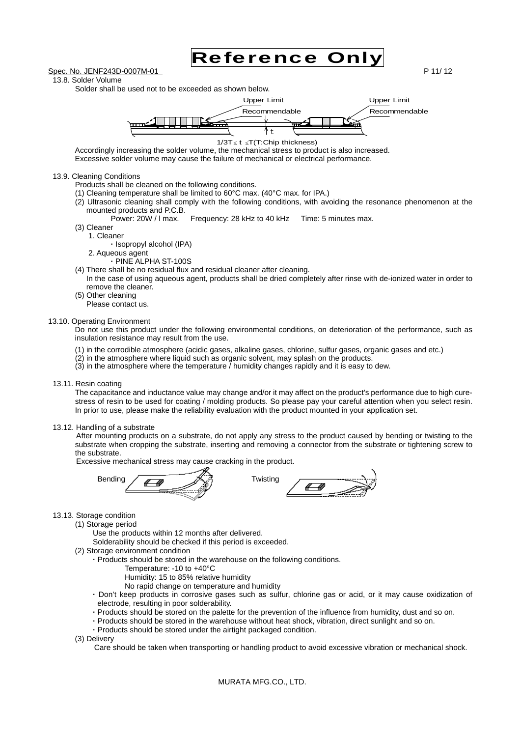Reference Only

Spec. No. JENF243D-0007M-01

13.8. Solder Volume

Solder shall be used not to be exceeded as shown below.

Upper Limit Upper Limit
Recommendable Recommendable
t

$1/3T \leq t \leq T$(T:Chip thickness)

Accordingly increasing the solder volume, the mechanical stress to product is also increased.
Excessive solder volume may cause the failure of mechanical or electrical performance.

13.9. Cleaning Conditions

Products shall be cleaned on the following conditions.

(1) Cleaning temperature shall be limited to 60°C max. (40°C max. for IPA.)

(2) Ultrasonic cleaning shall comply with the following conditions, with avoiding the resonance phenomenon at the mounted products and P.C.B.

Power: 20W / l max. Frequency: 28 kHz to 40 kHz Time: 5 minutes max.

(3) Cleaner

1. Cleaner
   - Isopropyl alcohol (IPA)
2. Aqueous agent
   - PINE ALPHA ST-100S

(4) There shall be no residual flux and residual cleaner after cleaning.
In the case of using aqueous agent, products shall be dried completely after rinse with de-ionized water in order to remove the cleaner.

(5) Other cleaning
Please contact us.

13.10. Operating Environment

Do not use this product under the following environmental conditions, on deterioration of the performance, such as insulation resistance may result from the use.

(1) in the corrodible atmosphere (acidic gases, alkaline gases, chlorine, sulfur gases, organic gases and etc.)
(2) in the atmosphere where liquid such as organic solvent, may splash on the products.
(3) in the atmosphere where the temperature / humidity changes rapidly and it is easy to dew.

13.11. Resin coating

The capacitance and inductance value may change and/or it may affect on the product's performance due to high cure-stress of resin to be used for coating / molding products. So please pay your careful attention when you select resin. In prior to use, please make the reliability evaluation with the product mounted in your application set.

13.12. Handling of a substrate

After mounting products on a substrate, do not apply any stress to the product caused by bending or twisting to the substrate when cropping the substrate, inserting and removing a connector from the substrate or tightening screw to the substrate.
Excessive mechanical stress may cause cracking in the product.

Bending Twisting

13.13. Storage condition

(1) Storage period

Use the products within 12 months after delivered.
Solderability should be checked if this period is exceeded.

(2) Storage environment condition

- Products should be stored in the warehouse on the following conditions.
  Temperature: -10 to +40°C
  Humidity: 15 to 85% relative humidity
  No rapid change on temperature and humidity
- Don't keep products in corrosive gases such as sulfur, chlorine gas or acid, or it may cause oxidization of electrode, resulting in poor solderability.
- Products should be stored on the palette for the prevention of the influence from humidity, dust and so on.
- Products should be stored in the warehouse without heat shock, vibration, direct sunlight and so on.
- Products should be stored under the airtight packaged condition.

(3) Delivery

Care should be taken when transporting or handling product to avoid excessive vibration or mechanical shock.

MURATA MFG.CO., LTD.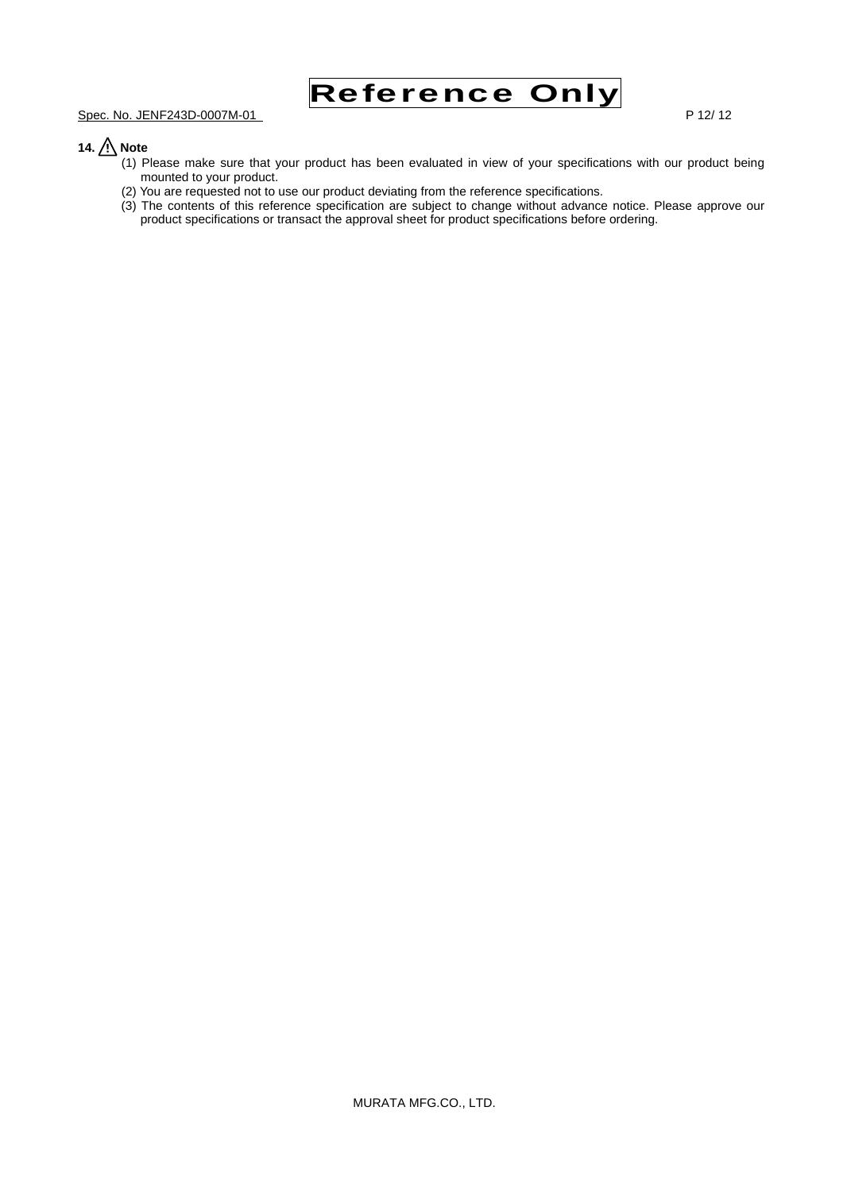## 14. ⚠ Note

(1) Please make sure that your product has been evaluated in view of your specifications with our product being mounted to your product.

(2) You are requested not to use our product deviating from the reference specifications.

(3) The contents of this reference specification are subject to change without advance notice. Please approve our product specifications or transact the approval sheet for product specifications before ordering.